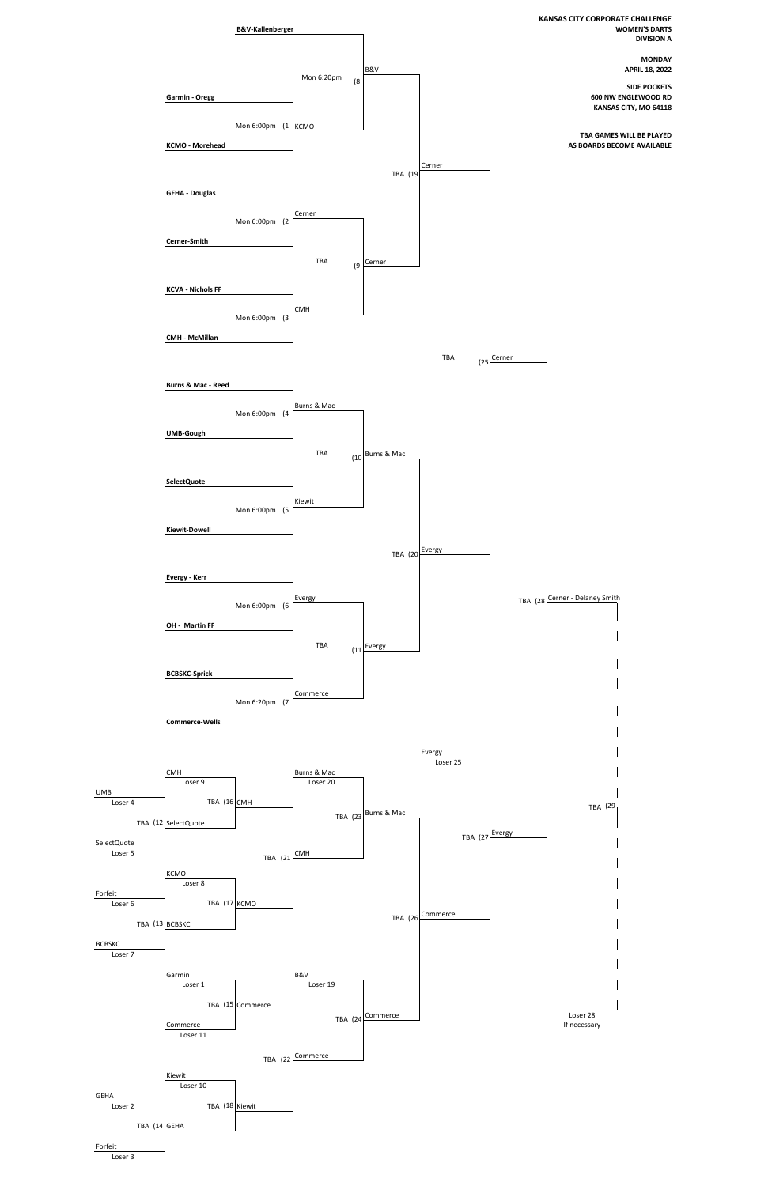**KANSAS CITY CORPORATE CHALLENGE**
**WOMEN'S DARTS**
**DIVISION A**

**MONDAY**
**APRIL 18, 2022**

**SIDE POCKETS**
**600 NW ENGLEWOOD RD**
**KANSAS CITY, MO 64118**

**TBA GAMES WILL BE PLAYED AS BOARDS BECOME AVAILABLE**

## Winners' Bracket

| Game | Time | Matchup | Winner |
|---|---|---|---|
| (1 | Mon 6:00pm | Garmin - Oregg vs. KCMO - Morehead | KCMO |
| (2 | Mon 6:00pm | GEHA - Douglas vs. Cerner-Smith | Cerner |
| (3 | Mon 6:00pm | KCVA - Nichols FF vs. CMH - McMillan | CMH |
| (4 | Mon 6:00pm | Burns & Mac - Reed vs. UMB-Gough | Burns & Mac |
| (5 | Mon 6:00pm | SelectQuote vs. Kiewit-Dowell | Kiewit |
| (6 | Mon 6:00pm | Evergy - Kerr vs. OH - Martin FF | Evergy |
| (7 | Mon 6:20pm | BCBSKC-Sprick vs. Commerce-Wells | Commerce |
| (8 | Mon 6:20pm | B&V-Kallenberger vs. KCMO | B&V |
| (9 | TBA | Cerner vs. CMH | Cerner |
| (10 | TBA | Burns & Mac vs. Kiewit | Burns & Mac |
| (11 | TBA | Evergy vs. Commerce | Evergy |
| (19 | TBA | B&V vs. Cerner | Cerner |
| (20 | TBA | Burns & Mac vs. Evergy | Evergy |
| (25 | TBA | Cerner vs. Evergy | Cerner |
| (28 | TBA | Cerner vs. Evergy | Cerner - Delaney Smith |
| (29 | TBA | Cerner - Delaney Smith vs. Loser 28 (If necessary) | |

## Losers' Bracket

| Game | Time | Matchup | Winner |
|---|---|---|---|
| (12 | TBA | UMB (Loser 4) vs. SelectQuote (Loser 5) | SelectQuote |
| (13 | TBA | Forfeit (Loser 6) vs. BCBSKC (Loser 7) | BCBSKC |
| (14 | TBA | GEHA (Loser 2) vs. Forfeit (Loser 3) | GEHA |
| (15 | TBA | Garmin (Loser 1) vs. Commerce (Loser 11) | Commerce |
| (16 | TBA | CMH (Loser 9) vs. SelectQuote | CMH |
| (17 | TBA | KCMO (Loser 8) vs. BCBSKC | KCMO |
| (18 | TBA | Kiewit (Loser 10) vs. GEHA | Kiewit |
| (21 | TBA | CMH vs. KCMO | CMH |
| (22 | TBA | Commerce vs. Kiewit | Commerce |
| (23 | TBA | Burns & Mac (Loser 20) vs. CMH | Burns & Mac |
| (24 | TBA | B&V (Loser 19) vs. Commerce | Commerce |
| (26 | TBA | Burns & Mac vs. Commerce | Commerce |
| (27 | TBA | Evergy (Loser 25) vs. Commerce | Evergy |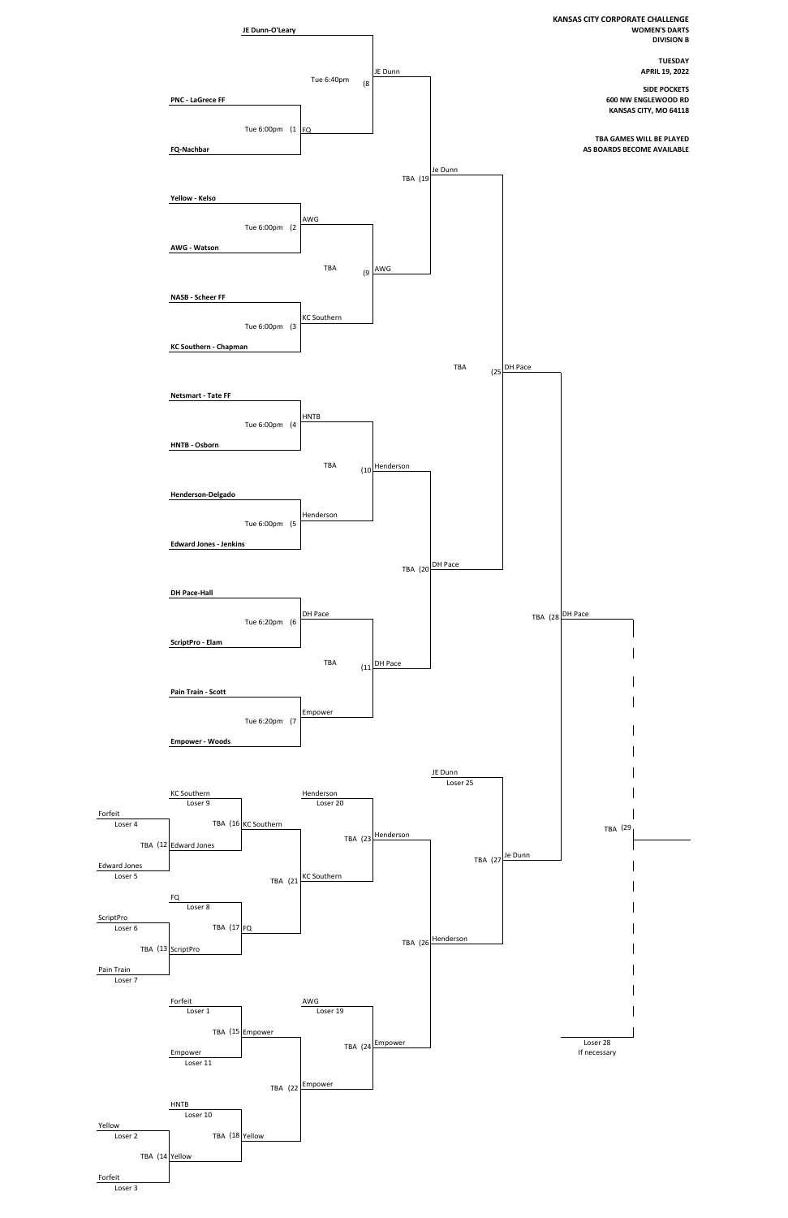**KANSAS CITY CORPORATE CHALLENGE**
**WOMEN'S DARTS**
**DIVISION B**

**TUESDAY**
**APRIL 19, 2022**

**SIDE POCKETS**
**600 NW ENGLEWOOD RD**
**KANSAS CITY, MO 64118**

**TBA GAMES WILL BE PLAYED AS BOARDS BECOME AVAILABLE**

## Winners Bracket

| Game | Time | Team 1 | Team 2 | Winner |
|---|---|---|---|---|
| 1 | Tue 6:00pm | PNC - LaGrece FF | FQ-Nachbar | FQ |
| 2 | Tue 6:00pm | Yellow - Kelso | AWG - Watson | AWG |
| 3 | Tue 6:00pm | NASB - Scheer FF | KC Southern - Chapman | KC Southern |
| 4 | Tue 6:00pm | Netsmart - Tate FF | HNTB - Osborn | HNTB |
| 5 | Tue 6:00pm | Henderson-Delgado | Edward Jones - Jenkins | Henderson |
| 6 | Tue 6:20pm | DH Pace-Hall | ScriptPro - Elam | DH Pace |
| 7 | Tue 6:20pm | Pain Train - Scott | Empower - Woods | Empower |
| 8 | Tue 6:40pm | JE Dunn-O'Leary | FQ | JE Dunn |
| 9 | TBA | AWG | KC Southern | AWG |
| 10 | TBA | HNTB | Henderson | Henderson |
| 11 | TBA | DH Pace | Empower | DH Pace |
| 19 | TBA | JE Dunn | AWG | Je Dunn |
| 20 | TBA | Henderson | DH Pace | DH Pace |
| 25 | TBA | Je Dunn | DH Pace | DH Pace |
| 28 | TBA | DH Pace | Je Dunn | DH Pace |
| 29 | TBA | DH Pace | Loser 28 (If necessary) | |

## Losers Bracket

| Game | Time | Team 1 | Team 2 | Winner |
|---|---|---|---|---|
| 12 | TBA | Forfeit (Loser 4) | Edward Jones (Loser 5) | Edward Jones |
| 13 | TBA | ScriptPro (Loser 6) | Pain Train (Loser 7) | ScriptPro |
| 14 | TBA | Yellow (Loser 2) | Forfeit (Loser 3) | Yellow |
| 15 | TBA | Forfeit (Loser 1) | Empower (Loser 11) | Empower |
| 16 | TBA | KC Southern (Loser 9) | Edward Jones | KC Southern |
| 17 | TBA | FQ (Loser 8) | ScriptPro | FQ |
| 18 | TBA | HNTB (Loser 10) | Yellow | Yellow |
| 21 | TBA | KC Southern | FQ | KC Southern |
| 22 | TBA | Empower | Yellow | Empower |
| 23 | TBA | Henderson (Loser 20) | KC Southern | Henderson |
| 24 | TBA | AWG (Loser 19) | Empower | Empower |
| 26 | TBA | Henderson | Empower | Henderson |
| 27 | TBA | JE Dunn (Loser 25) | Henderson | Je Dunn |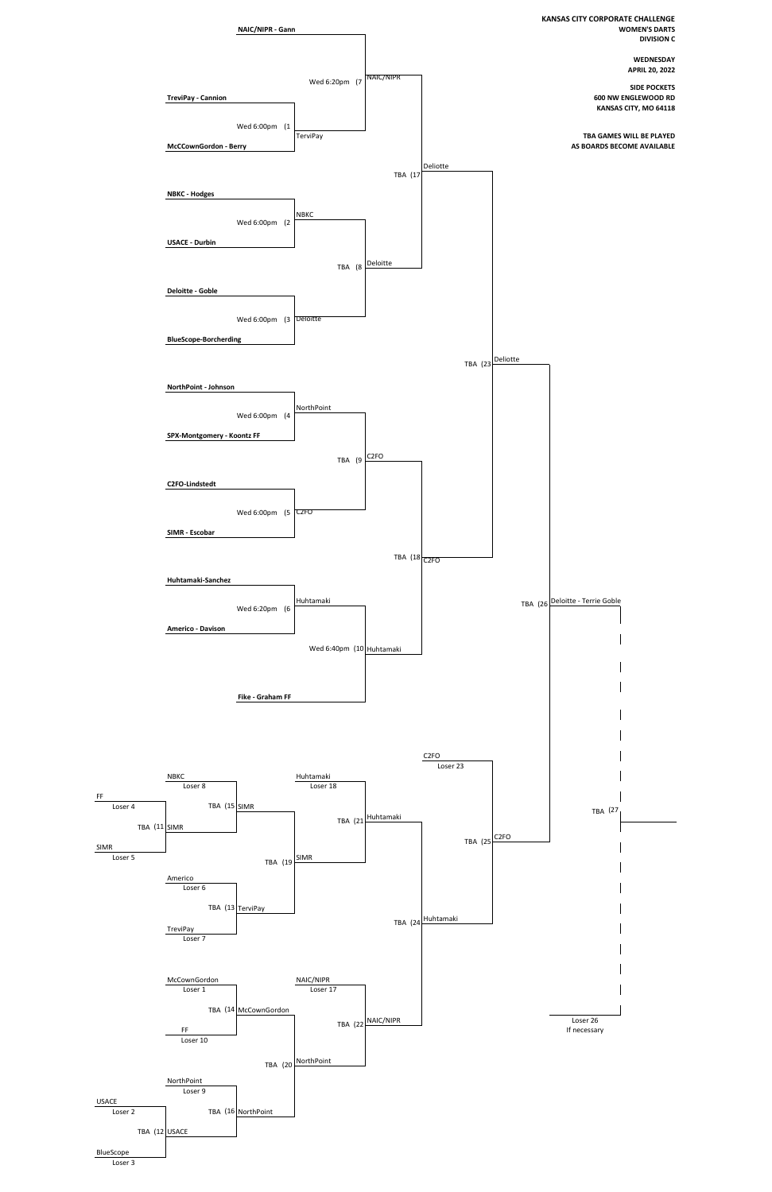**KANSAS CITY CORPORATE CHALLENGE**
**WOMEN'S DARTS**
**DIVISION C**

**WEDNESDAY**
**APRIL 20, 2022**

**SIDE POCKETS**
**600 NW ENGLEWOOD RD**
**KANSAS CITY, MO 64118**

**TBA GAMES WILL BE PLAYED AS BOARDS BECOME AVAILABLE**

## Winners Bracket

| Game | Time | Matchup | Winner |
|---|---|---|---|
| 1 | Wed 6:00pm | TreviPay - Cannion vs. McCCownGordon - Berry | TerviPay |
| 2 | Wed 6:00pm | NBKC - Hodges vs. USACE - Durbin | NBKC |
| 3 | Wed 6:00pm | Deloitte - Goble vs. BlueScope-Borcherding | Deloitte |
| 4 | Wed 6:00pm | NorthPoint - Johnson vs. SPX-Montgomery - Koontz FF | NorthPoint |
| 5 | Wed 6:00pm | C2FO-Lindstedt vs. SIMR - Escobar | C2FO |
| 6 | Wed 6:20pm | Huhtamaki-Sanchez vs. Americo - Davison | Huhtamaki |
| 7 | Wed 6:20pm | NAIC/NIPR - Gann vs. Winner 1 | NAIC/NIPR |
| 8 | TBA | Winner 2 vs. Winner 3 | Deloitte |
| 9 | TBA | Winner 4 vs. Winner 5 | C2FO |
| 10 | Wed 6:40pm | Winner 6 vs. Fike - Graham FF | Huhtamaki |
| 17 | TBA | Winner 7 vs. Winner 8 | Deliotte |
| 18 | TBA | Winner 9 vs. Winner 10 | C2FO |
| 23 | TBA | Winner 17 vs. Winner 18 | Deliotte |
| 26 | TBA | Winner 23 vs. Winner 25 | Deloitte - Terrie Goble |
| 27 | TBA | Winner 26 vs. Loser 26 (If necessary) | |

## Losers Bracket

| Game | Time | Matchup | Winner |
|---|---|---|---|
| 11 | TBA | FF (Loser 4) vs. SIMR (Loser 5) | SIMR |
| 12 | TBA | USACE (Loser 2) vs. BlueScope (Loser 3) | USACE |
| 13 | TBA | Americo (Loser 6) vs. TreviPay (Loser 7) | TerviPay |
| 14 | TBA | McCownGordon (Loser 1) vs. FF (Loser 10) | McCownGordon |
| 15 | TBA | NBKC (Loser 8) vs. Winner 11 | SIMR |
| 16 | TBA | NorthPoint (Loser 9) vs. Winner 12 | NorthPoint |
| 19 | TBA | Winner 15 vs. Winner 13 | SIMR |
| 20 | TBA | Winner 14 vs. Winner 16 | NorthPoint |
| 21 | TBA | Huhtamaki (Loser 18) vs. Winner 19 | Huhtamaki |
| 22 | TBA | NAIC/NIPR (Loser 17) vs. Winner 20 | NAIC/NIPR |
| 24 | TBA | Winner 21 vs. Winner 22 | Huhtamaki |
| 25 | TBA | C2FO (Loser 23) vs. Winner 24 | C2FO |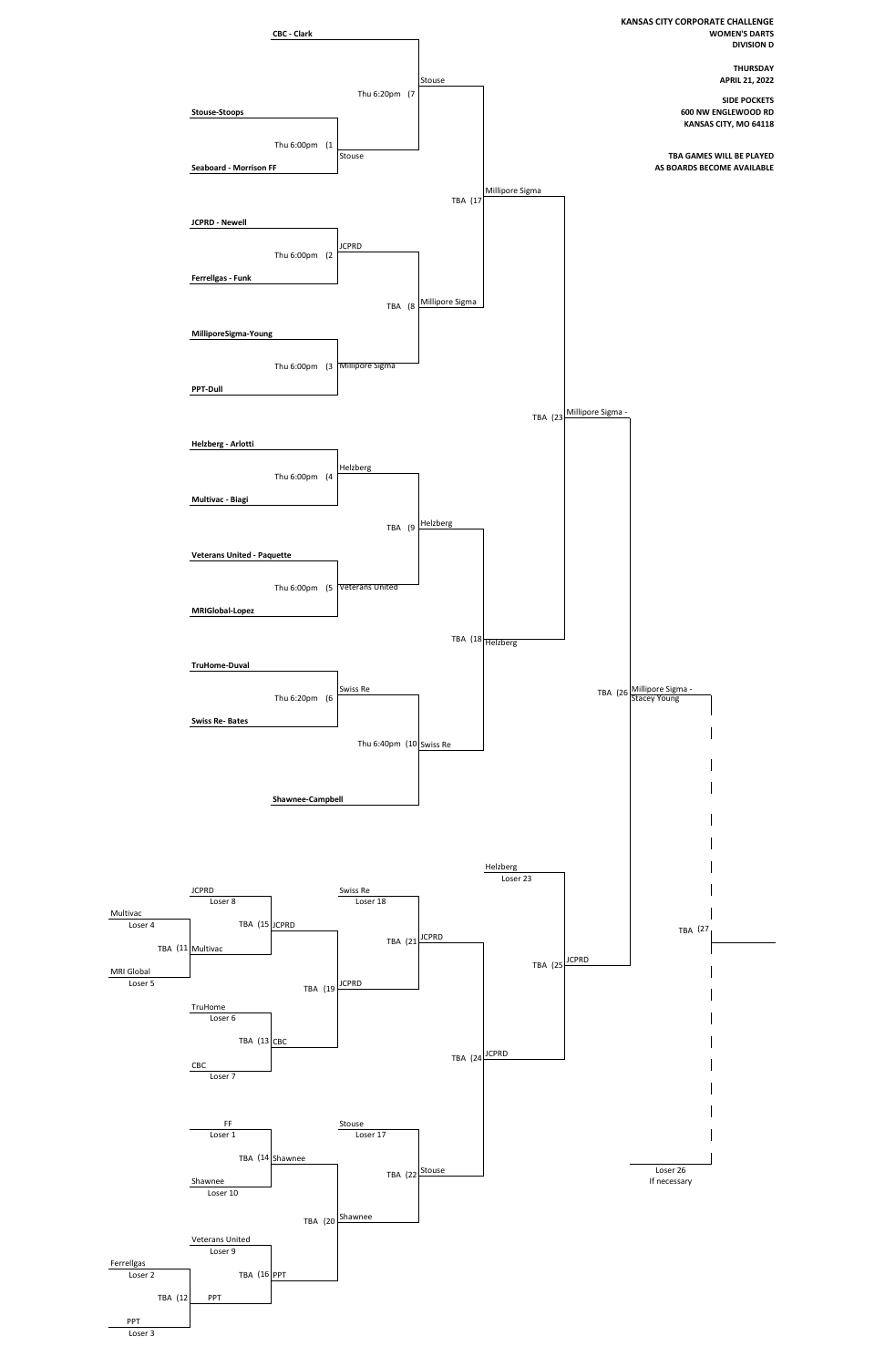**KANSAS CITY CORPORATE CHALLENGE**
**WOMEN'S DARTS**
**DIVISION D**

**THURSDAY**
**APRIL 21, 2022**

**SIDE POCKETS**
**600 NW ENGLEWOOD RD**
**KANSAS CITY, MO 64118**

**TBA GAMES WILL BE PLAYED AS BOARDS BECOME AVAILABLE**

## Winners Bracket

| Game | Time | Team 1 | Team 2 | Winner |
|---|---|---|---|---|
| (1 | Thu 6:00pm | Stouse-Stoops | Seaboard - Morrison FF | Stouse |
| (2 | Thu 6:00pm | JCPRD - Newell | Ferrellgas - Funk | JCPRD |
| (3 | Thu 6:00pm | MilliporeSigma-Young | PPT-Dull | Millipore Sigma |
| (4 | Thu 6:00pm | Helzberg - Arlotti | Multivac - Biagi | Helzberg |
| (5 | Thu 6:00pm | Veterans United - Paquette | MRIGlobal-Lopez | Veterans United |
| (6 | Thu 6:20pm | TruHome-Duval | Swiss Re- Bates | Swiss Re |
| (7 | Thu 6:20pm | CBC - Clark | Stouse | Stouse |
| (8 | TBA | JCPRD | Millipore Sigma | Millipore Sigma |
| (9 | TBA | Helzberg | Veterans United | Helzberg |
| (10 | Thu 6:40pm | Swiss Re | Shawnee-Campbell | Swiss Re |
| (17 | TBA | Stouse | Millipore Sigma | Millipore Sigma |
| (18 | TBA | Helzberg | Swiss Re | Helzberg |
| (23 | TBA | Millipore Sigma | Helzberg | Millipore Sigma - |
| (26 | TBA | Millipore Sigma - | JCPRD | Millipore Sigma - Stacey Young |
| (27 | TBA | Millipore Sigma - Stacey Young | Loser 26 If necessary | |

## Losers Bracket

| Game | Time | Team 1 | Team 2 | Winner |
|---|---|---|---|---|
| (11 | TBA | Multivac (Loser 4) | MRI Global (Loser 5) | Multivac |
| (12 | TBA | Ferrellgas (Loser 2) | PPT (Loser 3) | PPT |
| (13 | TBA | TruHome (Loser 6) | CBC (Loser 7) | CBC |
| (14 | TBA | FF (Loser 1) | Shawnee (Loser 10) | Shawnee |
| (15 | TBA | JCPRD (Loser 8) | Multivac | JCPRD |
| (16 | TBA | Veterans United (Loser 9) | PPT | PPT |
| (19 | TBA | JCPRD | CBC | JCPRD |
| (20 | TBA | Shawnee | PPT | Shawnee |
| (21 | TBA | Swiss Re (Loser 18) | JCPRD | JCPRD |
| (22 | TBA | Stouse (Loser 17) | Shawnee | Stouse |
| (24 | TBA | JCPRD | Stouse | JCPRD |
| (25 | TBA | Helzberg (Loser 23) | JCPRD | JCPRD |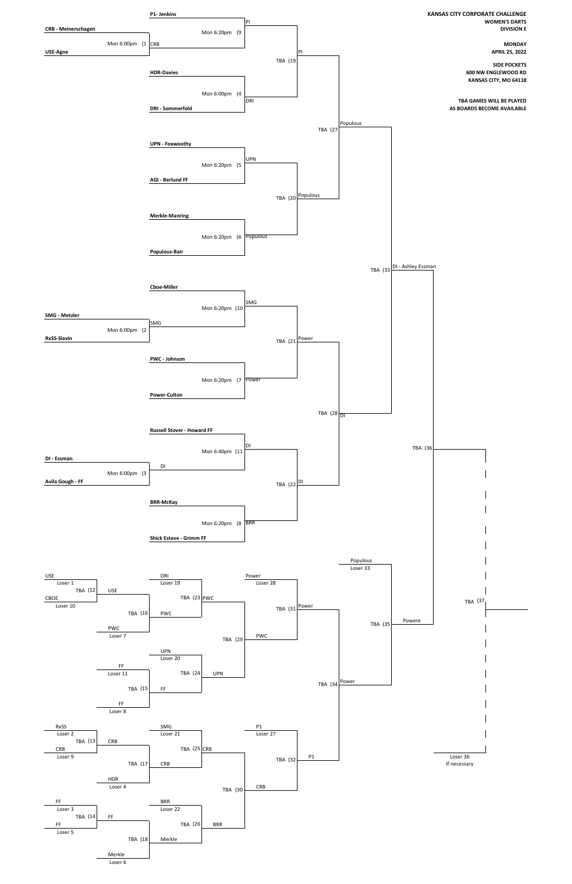**KANSAS CITY CORPORATE CHALLENGE**
**WOMEN'S DARTS**
**DIVISION E**

**MONDAY**
**APRIL 25, 2022**

**SIDE POCKETS**
**600 NW ENGLEWOOD RD**
**KANSAS CITY, MO 64118**

**TBA GAMES WILL BE PLAYED AS BOARDS BECOME AVAILABLE**

## Winners Bracket

| Game | Time | Matchup | Winner |
|---|---|---|---|
| 1 | Mon 6:00pm | **CRB - Meinerschagen** vs **USE-Agne** | CRB |
| 2 | Mon 6:00pm | **SMG - Metzler** vs **RxSS-Slavin** | SMG |
| 3 | Mon 6:00pm | **DI - Essman** vs **Avila Gough - FF** | DI |
| 4 | Mon 6:00pm | **HDR-Davies** vs **DRI - Sommerfold** | DRI |
| 5 | Mon 6:20pm | **UPN - Foxwoothy** vs **AGI - Berlund FF** | UPN |
| 6 | Mon 6:20pm | **Merkle-Manring** vs **Populous-Bair** | Populous |
| 7 | Mon 6:20pm | **PWC - Johnson** vs **Power-Culton** | Power |
| 8 | Mon 6:20pm | **BRR-McKay** vs **Shick Esteve - Grimm FF** | BRR |
| 9 | Mon 6:20pm | **P1- Jenkins** vs CRB | PI |
| 10 | Mon 6:20pm | **Cboe-Miller** vs SMG | SMG |
| 11 | Mon 6:40pm | **Russell Stover - Howard FF** vs DI | DI |
| 19 | TBA | PI vs DRI | PI |
| 20 | TBA | UPN vs Populous | Populous |
| 21 | TBA | SMG vs Power | Power |
| 22 | TBA | DI vs BRR | DI |
| 27 | TBA | PI vs Populous | Populous |
| 28 | TBA | Power vs DI | DI |
| 33 | TBA | Populous vs DI | DI - Ashley Essman |
| 36 | TBA | DI - Ashley Essman vs Powere | |
| 37 | TBA | Winner 36 vs Loser 36 If necessary | |

## Consolation Bracket

| Game | Time | Matchup | Winner |
|---|---|---|---|
| 12 | TBA | USE (Loser 1) vs CBOE (Loser 10) | USE |
| 13 | TBA | RxSS (Loser 2) vs CRB (Loser 9) | CRB |
| 14 | TBA | FF (Loser 3) vs FF (Loser 5) | FF |
| 15 | TBA | FF (Loser 11) vs FF (Loser 8) | FF |
| 16 | TBA | USE vs PWC (Loser 7) | PWC |
| 17 | TBA | CRB vs HDR (Loser 4) | CRB |
| 18 | TBA | FF vs Merkle (Loser 6) | Merkle |
| 23 | TBA | DRI (Loser 19) vs PWC | PWC |
| 24 | TBA | UPN (Loser 20) vs FF | UPN |
| 25 | TBA | SMG (Loser 21) vs CRB | CRB |
| 26 | TBA | BRR (Loser 22) vs Merkle | BRR |
| 29 | TBA | PWC vs UPN | PWC |
| 30 | TBA | CRB vs BRR | CRB |
| 31 | TBA | Power (Loser 28) vs PWC | Power |
| 32 | TBA | P1 (Loser 27) vs CRB | P1 |
| 34 | TBA | Power vs P1 | Power |
| 35 | TBA | Populous (Loser 33) vs Power | Powere |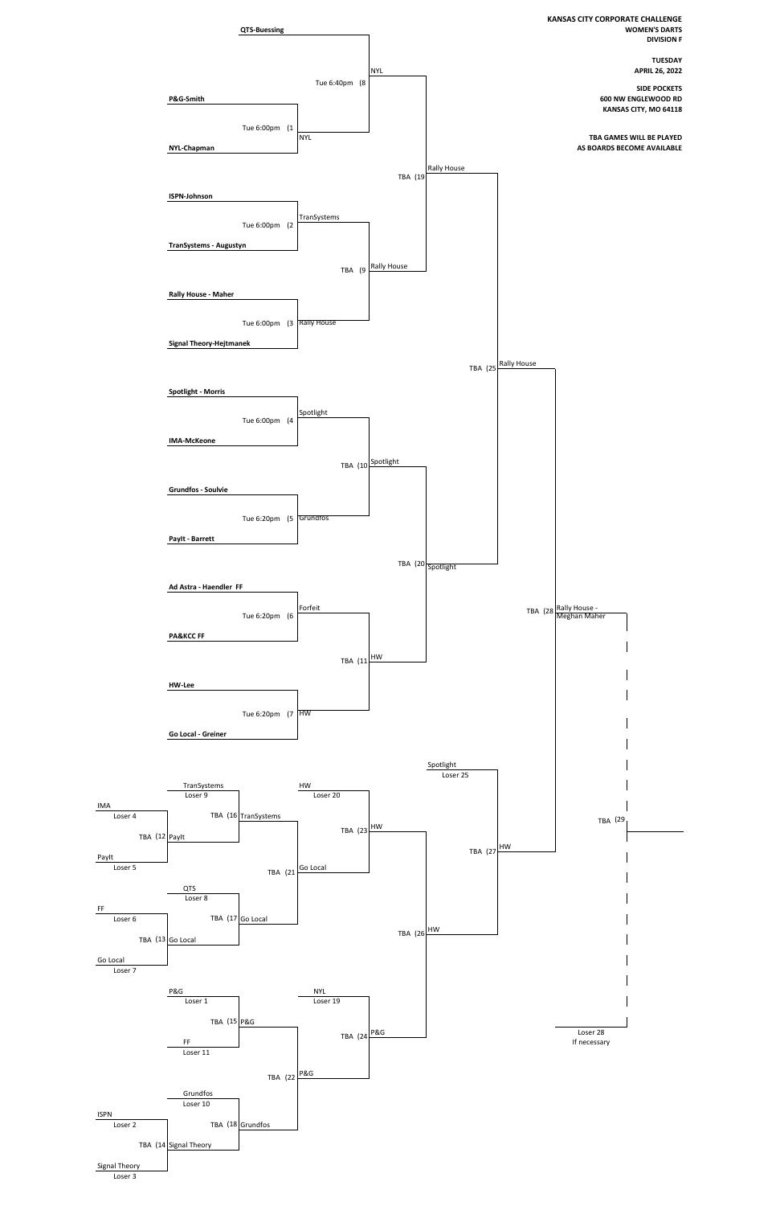**KANSAS CITY CORPORATE CHALLENGE**
**WOMEN'S DARTS**
**DIVISION F**

**TUESDAY**
**APRIL 26, 2022**

**SIDE POCKETS**
**600 NW ENGLEWOOD RD**
**KANSAS CITY, MO 64118**

**TBA GAMES WILL BE PLAYED AS BOARDS BECOME AVAILABLE**

## Winners Bracket

| Game | Time | Team 1 | Team 2 | Winner |
|---|---|---|---|---|
| (1 | Tue 6:00pm | P&G-Smith | NYL-Chapman | NYL |
| (2 | Tue 6:00pm | ISPN-Johnson | TranSystems - Augustyn | TranSystems |
| (3 | Tue 6:00pm | Rally House - Maher | Signal Theory-Hejtmanek | Rally House |
| (4 | Tue 6:00pm | Spotlight - Morris | IMA-McKeone | Spotlight |
| (5 | Tue 6:20pm | Grundfos - Soulvie | PayIt - Barrett | Grundfos |
| (6 | Tue 6:20pm | Ad Astra - Haendler FF | PA&KCC FF | Forfeit |
| (7 | Tue 6:20pm | HW-Lee | Go Local - Greiner | HW |
| (8 | Tue 6:40pm | QTS-Buessing | NYL | NYL |
| (9 | TBA | TranSystems | Rally House | Rally House |
| (10 | TBA | Spotlight | Grundfos | Spotlight |
| (11 | TBA | Forfeit | HW | HW |
| (19 | TBA | NYL | Rally House | Rally House |
| (20 | TBA | Spotlight | HW | Spotlight |
| (25 | TBA | Rally House | Spotlight | Rally House |
| (28 | TBA | Rally House | HW | Rally House - Meghan Maher |
| (29 | TBA | Rally House - Meghan Maher | Loser 28 If necessary | |

## Losers Bracket

| Game | Time | Team 1 | Team 2 | Winner |
|---|---|---|---|---|
| (12 | TBA | IMA (Loser 4) | PayIt (Loser 5) | PayIt |
| (13 | TBA | FF (Loser 6) | Go Local (Loser 7) | Go Local |
| (14 | TBA | ISPN (Loser 2) | Signal Theory (Loser 3) | Signal Theory |
| (15 | TBA | P&G (Loser 1) | FF (Loser 11) | P&G |
| (16 | TBA | TranSystems (Loser 9) | PayIt | TranSystems |
| (17 | TBA | QTS (Loser 8) | Go Local | Go Local |
| (18 | TBA | Grundfos (Loser 10) | Signal Theory | Grundfos |
| (21 | TBA | TranSystems | Go Local | Go Local |
| (22 | TBA | P&G | Grundfos | P&G |
| (23 | TBA | HW (Loser 20) | Go Local | HW |
| (24 | TBA | NYL (Loser 19) | P&G | P&G |
| (26 | TBA | HW | P&G | HW |
| (27 | TBA | Spotlight (Loser 25) | HW | HW |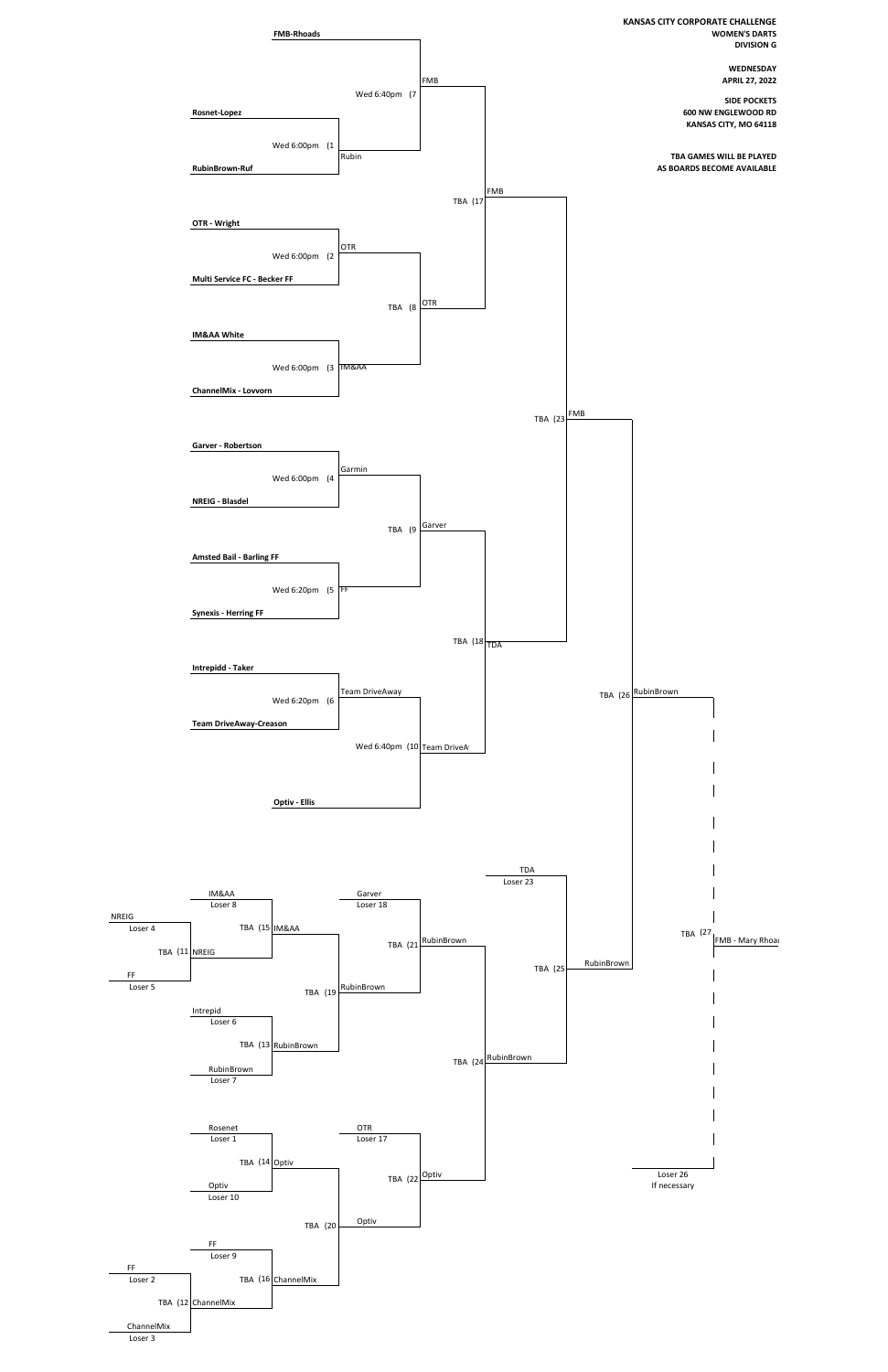**KANSAS CITY CORPORATE CHALLENGE**
**WOMEN'S DARTS**
**DIVISION G**

**WEDNESDAY**
**APRIL 27, 2022**

**SIDE POCKETS**
**600 NW ENGLEWOOD RD**
**KANSAS CITY, MO 64118**

**TBA GAMES WILL BE PLAYED AS BOARDS BECOME AVAILABLE**

**FMB-Rhoads**

Wed 6:40pm (7

FMB

**Rosnet-Lopez**

Wed 6:00pm (1

Rubin

**RubinBrown-Ruf**

TBA (17

FMB

**OTR - Wright**

OTR

Wed 6:00pm (2

**Multi Service FC - Becker FF**

TBA (8

OTR

**IM&AA White**

Wed 6:00pm (3

IM&AA

**ChannelMix - Lovvorn**

TBA (23

FMB

**Garver - Robertson**

Garmin

Wed 6:00pm (4

**NREIG - Blasdel**

TBA (9

Garver

**Amsted Bail - Barling FF**

Wed 6:20pm (5

FF

**Synexis - Herring FF**

TBA (18

TDA

**Intrepidd - Taker**

Team DriveAway

Wed 6:20pm (6

**Team DriveAway-Creason**

Wed 6:40pm (10

Team DriveA

**Optiv - Ellis**

TBA (26

RubinBrown

TDA

Loser 23

IM&AA

Loser 8

Garver

Loser 18

NREIG

Loser 4

TBA (15

IM&AA

TBA (21

RubinBrown

TBA (11

NREIG

TBA (27

FMB - Mary Rhoa

FF

Loser 5

TBA (25

RubinBrown

TBA (19

RubinBrown

Intrepid

Loser 6

TBA (13

RubinBrown

RubinBrown

Loser 7

TBA (24

RubinBrown

Rosenet

Loser 1

OTR

Loser 17

TBA (14

Optiv

TBA (22

Optiv

Optiv

Loser 10

Loser 26

If necessary

TBA (20

Optiv

FF

Loser 9

FF

Loser 2

TBA (16

ChannelMix

TBA (12

ChannelMix

ChannelMix

Loser 3